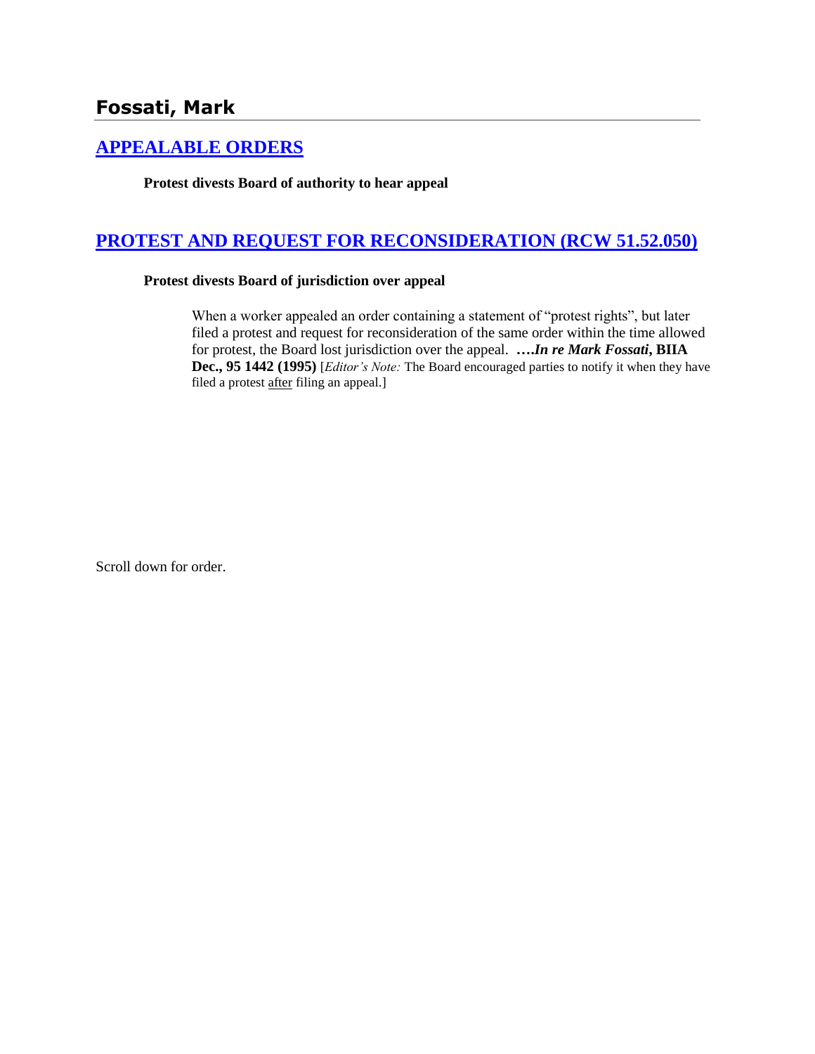# Fossati, Mark

## [APPEALABLE ORDERS]

**Protest divests Board of authority to hear appeal**

## [PROTEST AND REQUEST FOR RECONSIDERATION (RCW 51.52.050)]

**Protest divests Board of jurisdiction over appeal**

When a worker appealed an order containing a statement of "protest rights", but later filed a protest and request for reconsideration of the same order within the time allowed for protest, the Board lost jurisdiction over the appeal. ****….In re Mark Fossati*, BIIA Dec., 95 1442 (1995)** [*Editor's Note:* The Board encouraged parties to notify it when they have filed a protest after filing an appeal.]

Scroll down for order.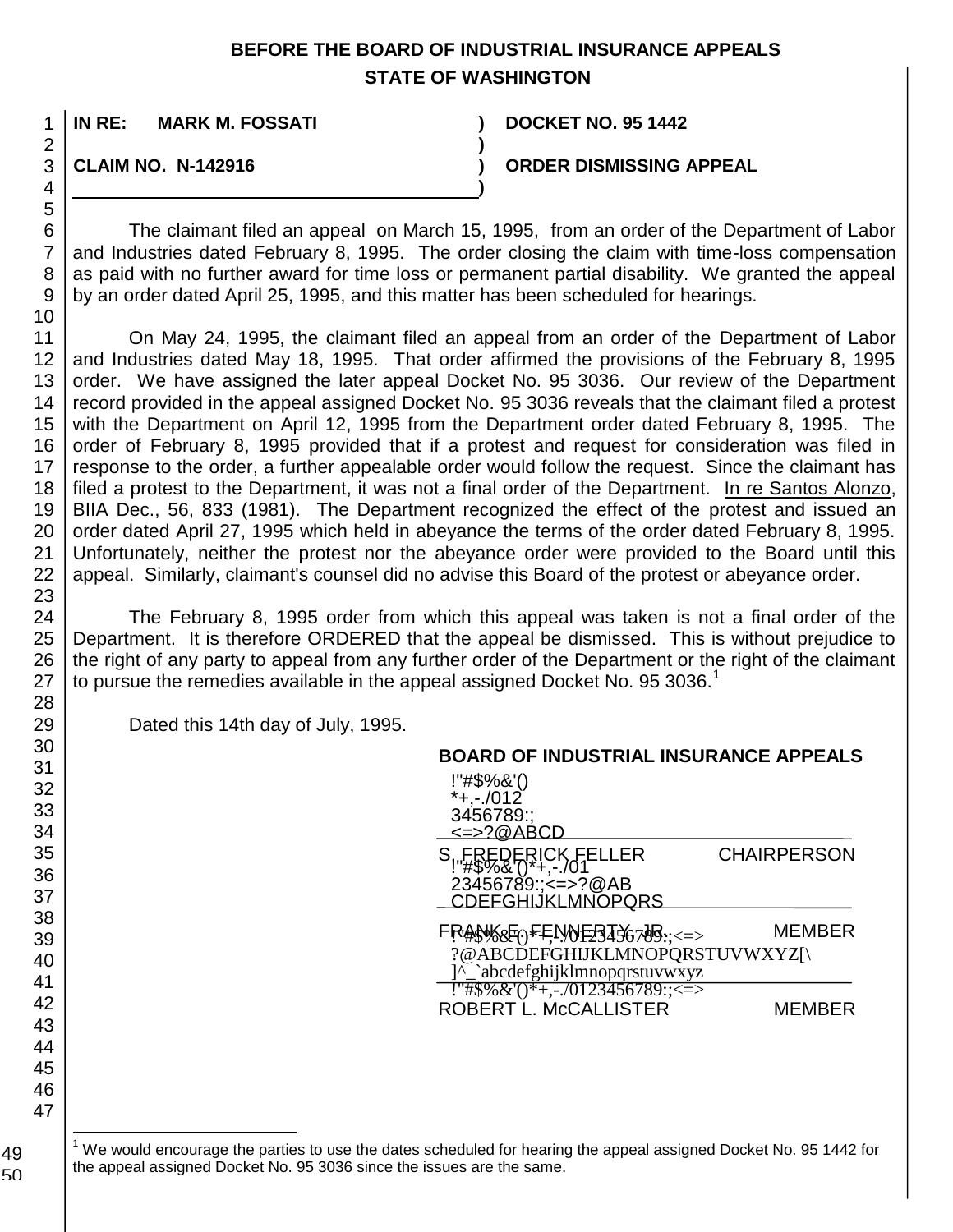# BEFORE THE BOARD OF INDUSTRIAL INSURANCE APPEALS
## STATE OF WASHINGTON

| | | |
|---|---|---|
| **IN RE: MARK M. FOSSATI** | **)** | **DOCKET NO. 95 1442** |
| | **)** | |
| **CLAIM NO. N-142916** | **)** | **ORDER DISMISSING APPEAL** |
| | **)** | |

The claimant filed an appeal on March 15, 1995, from an order of the Department of Labor and Industries dated February 8, 1995. The order closing the claim with time-loss compensation as paid with no further award for time loss or permanent partial disability. We granted the appeal by an order dated April 25, 1995, and this matter has been scheduled for hearings.

On May 24, 1995, the claimant filed an appeal from an order of the Department of Labor and Industries dated May 18, 1995. That order affirmed the provisions of the February 8, 1995 order. We have assigned the later appeal Docket No. 95 3036. Our review of the Department record provided in the appeal assigned Docket No. 95 3036 reveals that the claimant filed a protest with the Department on April 12, 1995 from the Department order dated February 8, 1995. The order of February 8, 1995 provided that if a protest and request for consideration was filed in response to the order, a further appealable order would follow the request. Since the claimant has filed a protest to the Department, it was not a final order of the Department. In re Santos Alonzo, BIIA Dec., 56, 833 (1981). The Department recognized the effect of the protest and issued an order dated April 27, 1995 which held in abeyance the terms of the order dated February 8, 1995. Unfortunately, neither the protest nor the abeyance order were provided to the Board until this appeal. Similarly, claimant's counsel did no advise this Board of the protest or abeyance order.

The February 8, 1995 order from which this appeal was taken is not a final order of the Department. It is therefore ORDERED that the appeal be dismissed. This is without prejudice to the right of any party to appeal from any further order of the Department or the right of the claimant to pursue the remedies available in the appeal assigned Docket No. 95 3036.[1]

Dated this 14th day of July, 1995.

**BOARD OF INDUSTRIAL INSURANCE APPEALS**

S. FREDERICK FELLER — CHAIRPERSON

FRANK E. FENNERTY, JR. — MEMBER

ROBERT L. McCALLISTER — MEMBER

[1] We would encourage the parties to use the dates scheduled for hearing the appeal assigned Docket No. 95 1442 for the appeal assigned Docket No. 95 3036 since the issues are the same.